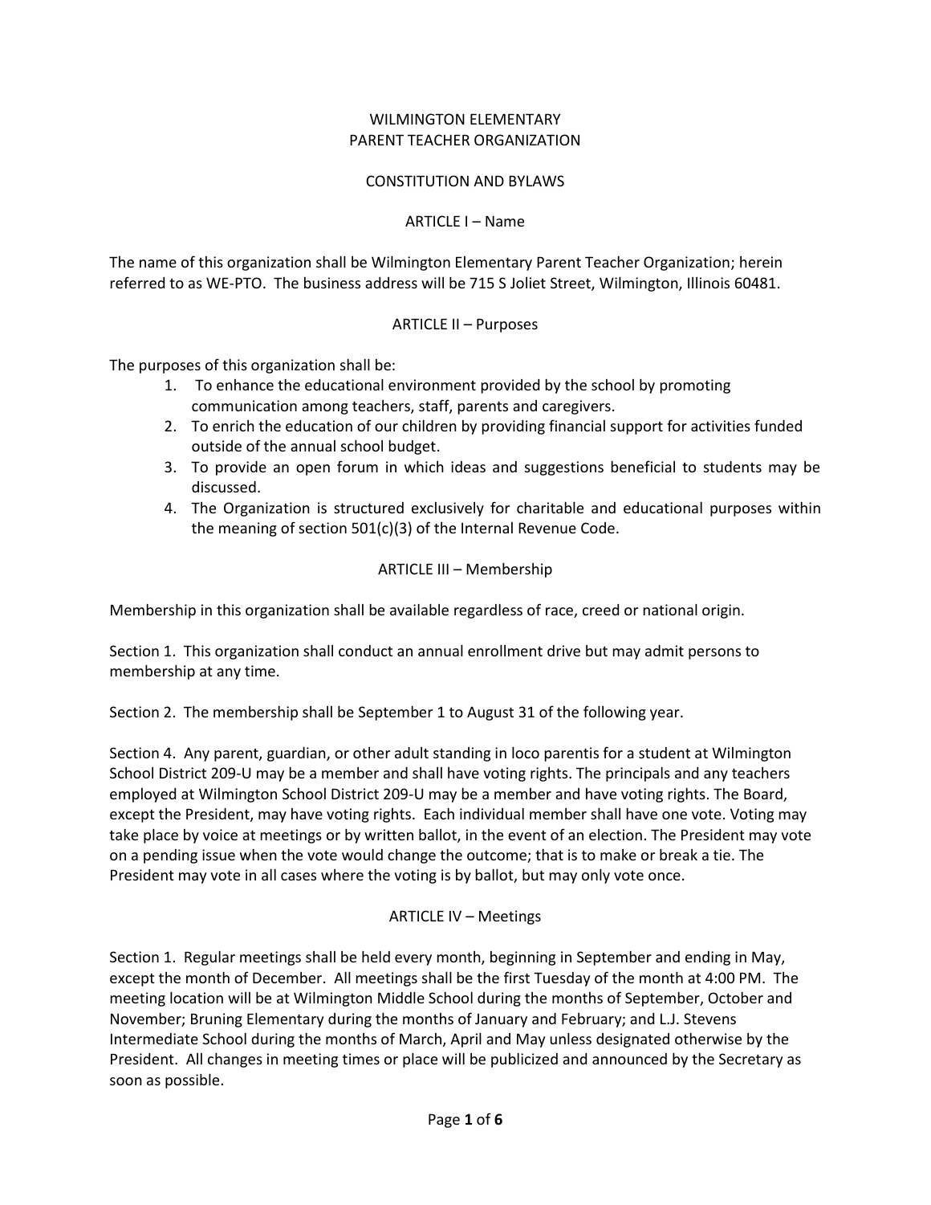# WILMINGTON ELEMENTARY
# PARENT TEACHER ORGANIZATION

## CONSTITUTION AND BYLAWS

### ARTICLE I – Name

The name of this organization shall be Wilmington Elementary Parent Teacher Organization; herein referred to as WE-PTO. The business address will be 715 S Joliet Street, Wilmington, Illinois 60481.

### ARTICLE II – Purposes

The purposes of this organization shall be:

1. To enhance the educational environment provided by the school by promoting communication among teachers, staff, parents and caregivers.
2. To enrich the education of our children by providing financial support for activities funded outside of the annual school budget.
3. To provide an open forum in which ideas and suggestions beneficial to students may be discussed.
4. The Organization is structured exclusively for charitable and educational purposes within the meaning of section 501(c)(3) of the Internal Revenue Code.

### ARTICLE III – Membership

Membership in this organization shall be available regardless of race, creed or national origin.

Section 1. This organization shall conduct an annual enrollment drive but may admit persons to membership at any time.

Section 2. The membership shall be September 1 to August 31 of the following year.

Section 4. Any parent, guardian, or other adult standing in loco parentis for a student at Wilmington School District 209-U may be a member and shall have voting rights. The principals and any teachers employed at Wilmington School District 209-U may be a member and have voting rights. The Board, except the President, may have voting rights. Each individual member shall have one vote. Voting may take place by voice at meetings or by written ballot, in the event of an election. The President may vote on a pending issue when the vote would change the outcome; that is to make or break a tie. The President may vote in all cases where the voting is by ballot, but may only vote once.

### ARTICLE IV – Meetings

Section 1. Regular meetings shall be held every month, beginning in September and ending in May, except the month of December. All meetings shall be the first Tuesday of the month at 4:00 PM. The meeting location will be at Wilmington Middle School during the months of September, October and November; Bruning Elementary during the months of January and February; and L.J. Stevens Intermediate School during the months of March, April and May unless designated otherwise by the President. All changes in meeting times or place will be publicized and announced by the Secretary as soon as possible.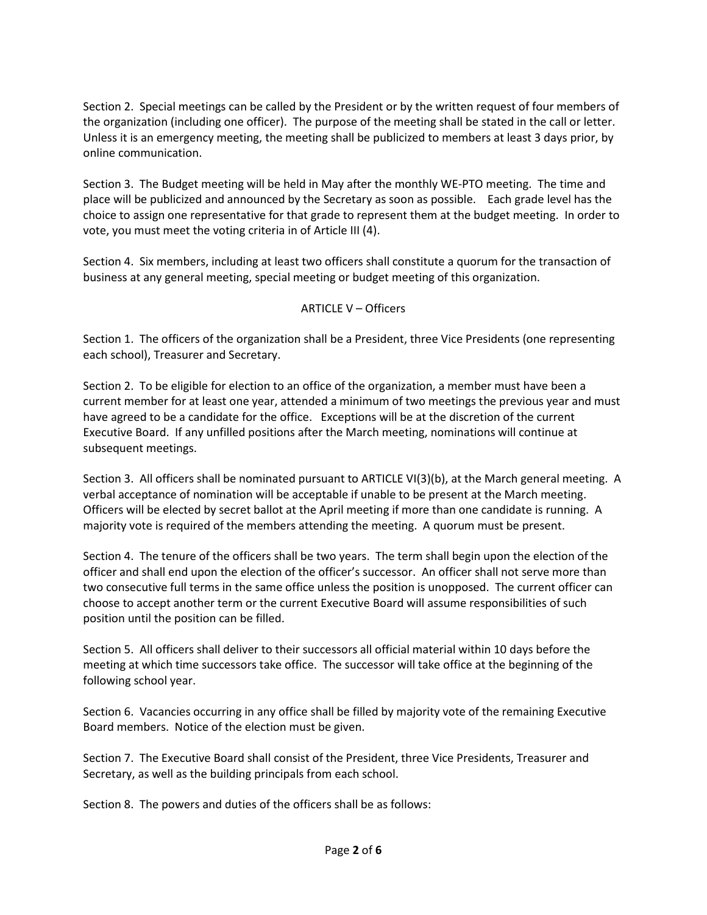Section 2. Special meetings can be called by the President or by the written request of four members of the organization (including one officer). The purpose of the meeting shall be stated in the call or letter. Unless it is an emergency meeting, the meeting shall be publicized to members at least 3 days prior, by online communication.

Section 3. The Budget meeting will be held in May after the monthly WE-PTO meeting. The time and place will be publicized and announced by the Secretary as soon as possible. Each grade level has the choice to assign one representative for that grade to represent them at the budget meeting. In order to vote, you must meet the voting criteria in of Article III (4).

Section 4. Six members, including at least two officers shall constitute a quorum for the transaction of business at any general meeting, special meeting or budget meeting of this organization.

## ARTICLE V – Officers

Section 1. The officers of the organization shall be a President, three Vice Presidents (one representing each school), Treasurer and Secretary.

Section 2. To be eligible for election to an office of the organization, a member must have been a current member for at least one year, attended a minimum of two meetings the previous year and must have agreed to be a candidate for the office. Exceptions will be at the discretion of the current Executive Board. If any unfilled positions after the March meeting, nominations will continue at subsequent meetings.

Section 3. All officers shall be nominated pursuant to ARTICLE VI(3)(b), at the March general meeting. A verbal acceptance of nomination will be acceptable if unable to be present at the March meeting. Officers will be elected by secret ballot at the April meeting if more than one candidate is running. A majority vote is required of the members attending the meeting. A quorum must be present.

Section 4. The tenure of the officers shall be two years. The term shall begin upon the election of the officer and shall end upon the election of the officer's successor. An officer shall not serve more than two consecutive full terms in the same office unless the position is unopposed. The current officer can choose to accept another term or the current Executive Board will assume responsibilities of such position until the position can be filled.

Section 5. All officers shall deliver to their successors all official material within 10 days before the meeting at which time successors take office. The successor will take office at the beginning of the following school year.

Section 6. Vacancies occurring in any office shall be filled by majority vote of the remaining Executive Board members. Notice of the election must be given.

Section 7. The Executive Board shall consist of the President, three Vice Presidents, Treasurer and Secretary, as well as the building principals from each school.

Section 8. The powers and duties of the officers shall be as follows: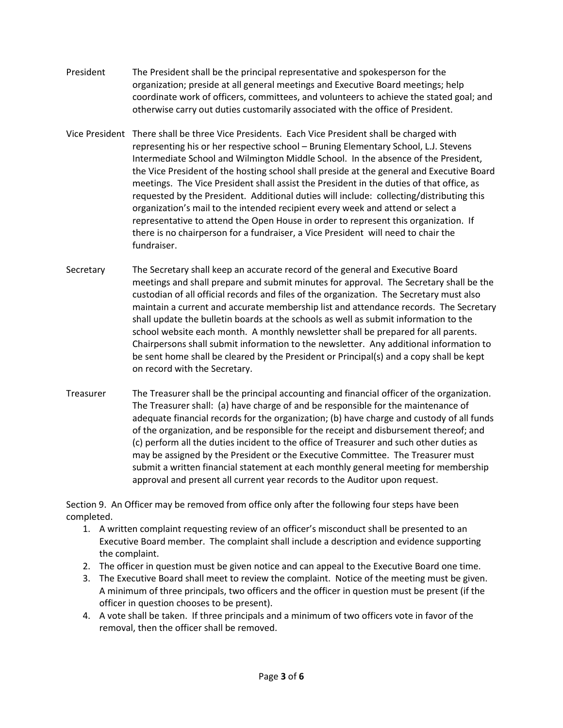**President** The President shall be the principal representative and spokesperson for the organization; preside at all general meetings and Executive Board meetings; help coordinate work of officers, committees, and volunteers to achieve the stated goal; and otherwise carry out duties customarily associated with the office of President.

**Vice President** There shall be three Vice Presidents. Each Vice President shall be charged with representing his or her respective school – Bruning Elementary School, L.J. Stevens Intermediate School and Wilmington Middle School. In the absence of the President, the Vice President of the hosting school shall preside at the general and Executive Board meetings. The Vice President shall assist the President in the duties of that office, as requested by the President. Additional duties will include: collecting/distributing this organization's mail to the intended recipient every week and attend or select a representative to attend the Open House in order to represent this organization. If there is no chairperson for a fundraiser, a Vice President will need to chair the fundraiser.

**Secretary** The Secretary shall keep an accurate record of the general and Executive Board meetings and shall prepare and submit minutes for approval. The Secretary shall be the custodian of all official records and files of the organization. The Secretary must also maintain a current and accurate membership list and attendance records. The Secretary shall update the bulletin boards at the schools as well as submit information to the school website each month. A monthly newsletter shall be prepared for all parents. Chairpersons shall submit information to the newsletter. Any additional information to be sent home shall be cleared by the President or Principal(s) and a copy shall be kept on record with the Secretary.

**Treasurer** The Treasurer shall be the principal accounting and financial officer of the organization. The Treasurer shall: (a) have charge of and be responsible for the maintenance of adequate financial records for the organization; (b) have charge and custody of all funds of the organization, and be responsible for the receipt and disbursement thereof; and (c) perform all the duties incident to the office of Treasurer and such other duties as may be assigned by the President or the Executive Committee. The Treasurer must submit a written financial statement at each monthly general meeting for membership approval and present all current year records to the Auditor upon request.

Section 9. An Officer may be removed from office only after the following four steps have been completed.

1. A written complaint requesting review of an officer's misconduct shall be presented to an Executive Board member. The complaint shall include a description and evidence supporting the complaint.
2. The officer in question must be given notice and can appeal to the Executive Board one time.
3. The Executive Board shall meet to review the complaint. Notice of the meeting must be given. A minimum of three principals, two officers and the officer in question must be present (if the officer in question chooses to be present).
4. A vote shall be taken. If three principals and a minimum of two officers vote in favor of the removal, then the officer shall be removed.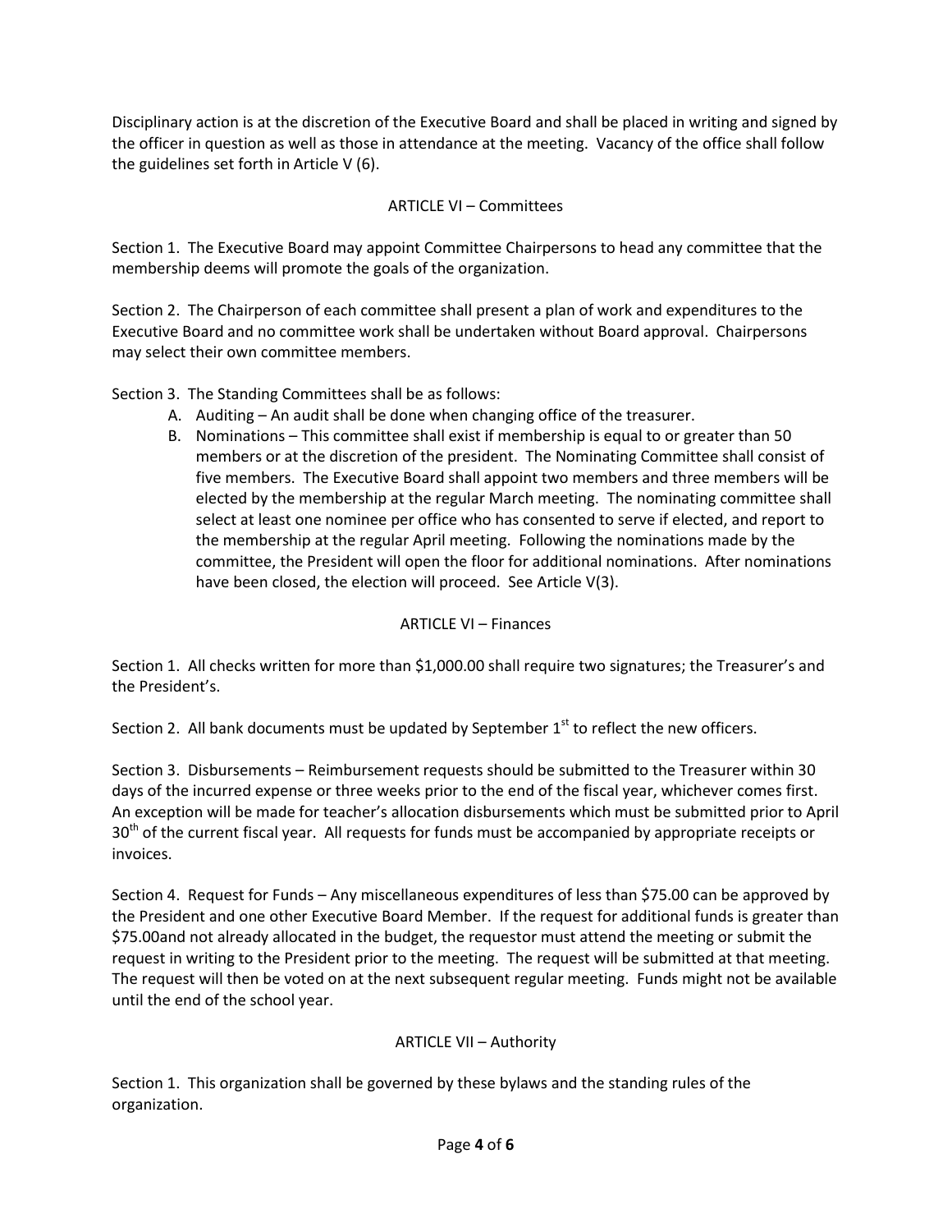Disciplinary action is at the discretion of the Executive Board and shall be placed in writing and signed by the officer in question as well as those in attendance at the meeting. Vacancy of the office shall follow the guidelines set forth in Article V (6).

## ARTICLE VI – Committees

Section 1. The Executive Board may appoint Committee Chairpersons to head any committee that the membership deems will promote the goals of the organization.

Section 2. The Chairperson of each committee shall present a plan of work and expenditures to the Executive Board and no committee work shall be undertaken without Board approval. Chairpersons may select their own committee members.

Section 3. The Standing Committees shall be as follows:

A. Auditing – An audit shall be done when changing office of the treasurer.
B. Nominations – This committee shall exist if membership is equal to or greater than 50 members or at the discretion of the president. The Nominating Committee shall consist of five members. The Executive Board shall appoint two members and three members will be elected by the membership at the regular March meeting. The nominating committee shall select at least one nominee per office who has consented to serve if elected, and report to the membership at the regular April meeting. Following the nominations made by the committee, the President will open the floor for additional nominations. After nominations have been closed, the election will proceed. See Article V(3).

## ARTICLE VI – Finances

Section 1. All checks written for more than $1,000.00 shall require two signatures; the Treasurer's and the President's.

Section 2. All bank documents must be updated by September 1st to reflect the new officers.

Section 3. Disbursements – Reimbursement requests should be submitted to the Treasurer within 30 days of the incurred expense or three weeks prior to the end of the fiscal year, whichever comes first. An exception will be made for teacher's allocation disbursements which must be submitted prior to April 30th of the current fiscal year. All requests for funds must be accompanied by appropriate receipts or invoices.

Section 4. Request for Funds – Any miscellaneous expenditures of less than $75.00 can be approved by the President and one other Executive Board Member. If the request for additional funds is greater than $75.00and not already allocated in the budget, the requestor must attend the meeting or submit the request in writing to the President prior to the meeting. The request will be submitted at that meeting. The request will then be voted on at the next subsequent regular meeting. Funds might not be available until the end of the school year.

## ARTICLE VII – Authority

Section 1. This organization shall be governed by these bylaws and the standing rules of the organization.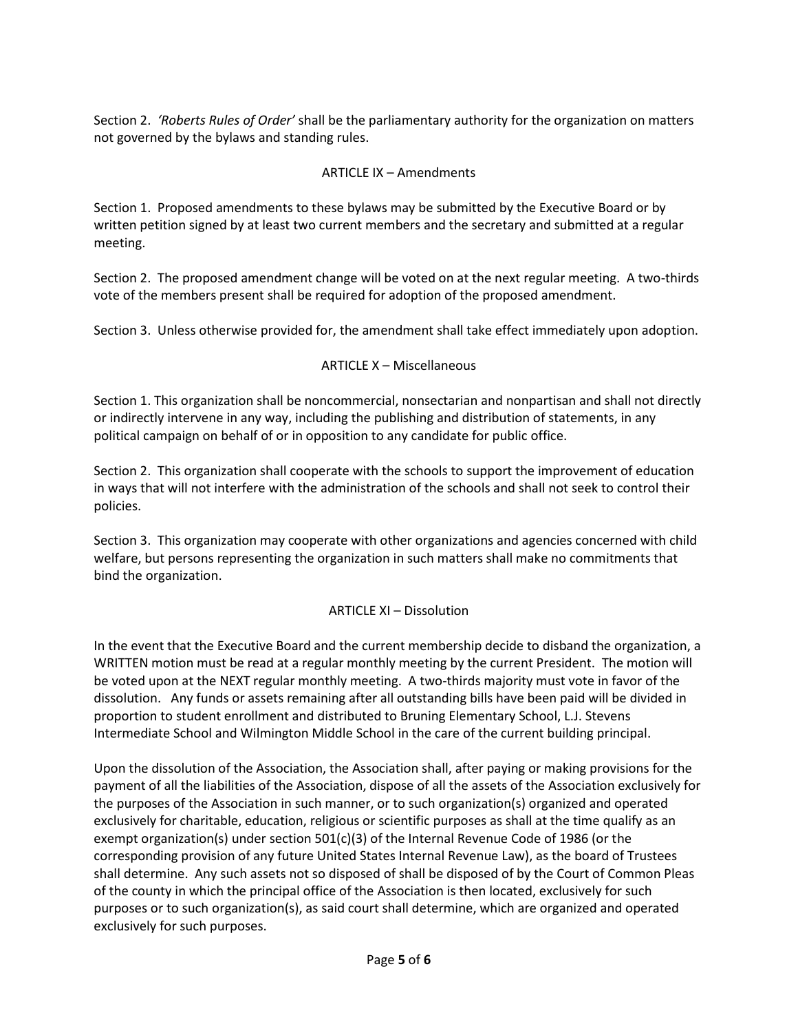Section 2. *'Roberts Rules of Order'* shall be the parliamentary authority for the organization on matters not governed by the bylaws and standing rules.

## ARTICLE IX – Amendments

Section 1. Proposed amendments to these bylaws may be submitted by the Executive Board or by written petition signed by at least two current members and the secretary and submitted at a regular meeting.

Section 2. The proposed amendment change will be voted on at the next regular meeting. A two-thirds vote of the members present shall be required for adoption of the proposed amendment.

Section 3. Unless otherwise provided for, the amendment shall take effect immediately upon adoption.

## ARTICLE X – Miscellaneous

Section 1. This organization shall be noncommercial, nonsectarian and nonpartisan and shall not directly or indirectly intervene in any way, including the publishing and distribution of statements, in any political campaign on behalf of or in opposition to any candidate for public office.

Section 2. This organization shall cooperate with the schools to support the improvement of education in ways that will not interfere with the administration of the schools and shall not seek to control their policies.

Section 3. This organization may cooperate with other organizations and agencies concerned with child welfare, but persons representing the organization in such matters shall make no commitments that bind the organization.

## ARTICLE XI – Dissolution

In the event that the Executive Board and the current membership decide to disband the organization, a WRITTEN motion must be read at a regular monthly meeting by the current President. The motion will be voted upon at the NEXT regular monthly meeting. A two-thirds majority must vote in favor of the dissolution. Any funds or assets remaining after all outstanding bills have been paid will be divided in proportion to student enrollment and distributed to Bruning Elementary School, L.J. Stevens Intermediate School and Wilmington Middle School in the care of the current building principal.

Upon the dissolution of the Association, the Association shall, after paying or making provisions for the payment of all the liabilities of the Association, dispose of all the assets of the Association exclusively for the purposes of the Association in such manner, or to such organization(s) organized and operated exclusively for charitable, education, religious or scientific purposes as shall at the time qualify as an exempt organization(s) under section 501(c)(3) of the Internal Revenue Code of 1986 (or the corresponding provision of any future United States Internal Revenue Law), as the board of Trustees shall determine. Any such assets not so disposed of shall be disposed of by the Court of Common Pleas of the county in which the principal office of the Association is then located, exclusively for such purposes or to such organization(s), as said court shall determine, which are organized and operated exclusively for such purposes.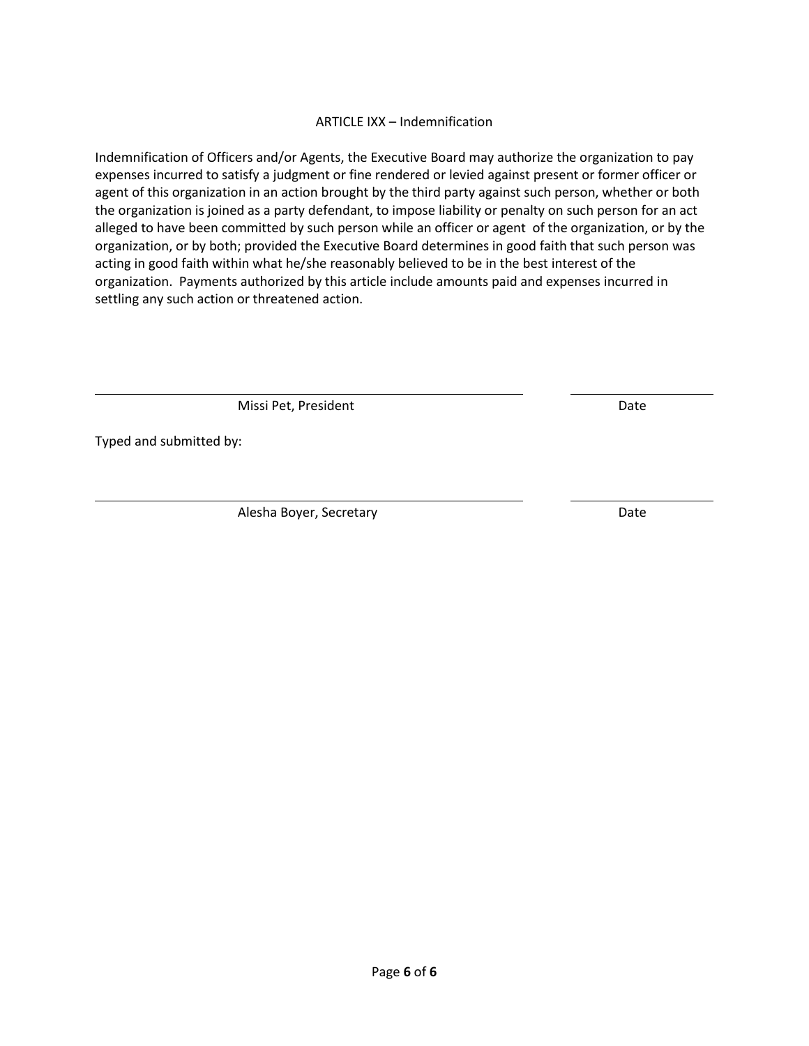## ARTICLE IXX – Indemnification

Indemnification of Officers and/or Agents, the Executive Board may authorize the organization to pay expenses incurred to satisfy a judgment or fine rendered or levied against present or former officer or agent of this organization in an action brought by the third party against such person, whether or both the organization is joined as a party defendant, to impose liability or penalty on such person for an act alleged to have been committed by such person while an officer or agent of the organization, or by the organization, or by both; provided the Executive Board determines in good faith that such person was acting in good faith within what he/she reasonably believed to be in the best interest of the organization. Payments authorized by this article include amounts paid and expenses incurred in settling any such action or threatened action.

\_\_\_\_\_\_\_\_\_\_\_\_\_\_\_\_\_\_\_\_\_\_\_\_\_\_\_\_\_\_\_\_\_\_\_\_\_\_\_\_ \_\_\_\_\_\_\_\_\_\_\_\_\_\_\_

Missi Pet, President Date

Typed and submitted by:

\_\_\_\_\_\_\_\_\_\_\_\_\_\_\_\_\_\_\_\_\_\_\_\_\_\_\_\_\_\_\_\_\_\_\_\_\_\_\_\_ \_\_\_\_\_\_\_\_\_\_\_\_\_\_\_

Alesha Boyer, Secretary Date